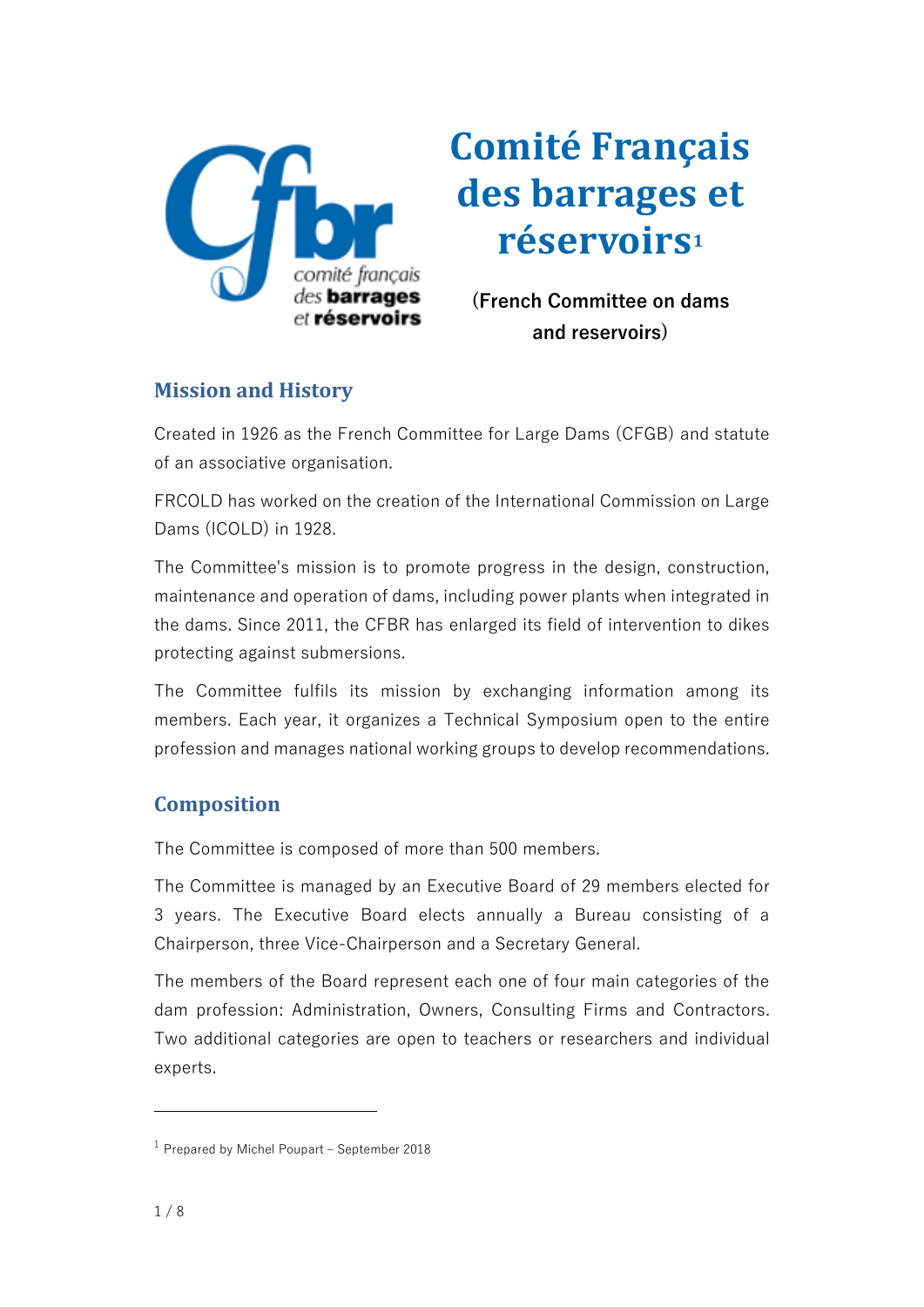# Comité Français des barrages et réservoirs[1]

**(French Committee on dams and reservoirs)**

## Mission and History

Created in 1926 as the French Committee for Large Dams (CFGB) and statute of an associative organisation.

FRCOLD has worked on the creation of the International Commission on Large Dams (ICOLD) in 1928.

The Committee's mission is to promote progress in the design, construction, maintenance and operation of dams, including power plants when integrated in the dams. Since 2011, the CFBR has enlarged its field of intervention to dikes protecting against submersions.

The Committee fulfils its mission by exchanging information among its members. Each year, it organizes a Technical Symposium open to the entire profession and manages national working groups to develop recommendations.

## Composition

The Committee is composed of more than 500 members.

The Committee is managed by an Executive Board of 29 members elected for 3 years. The Executive Board elects annually a Bureau consisting of a Chairperson, three Vice-Chairperson and a Secretary General.

The members of the Board represent each one of four main categories of the dam profession: Administration, Owners, Consulting Firms and Contractors. Two additional categories are open to teachers or researchers and individual experts.

---

[1] Prepared by Michel Poupart – September 2018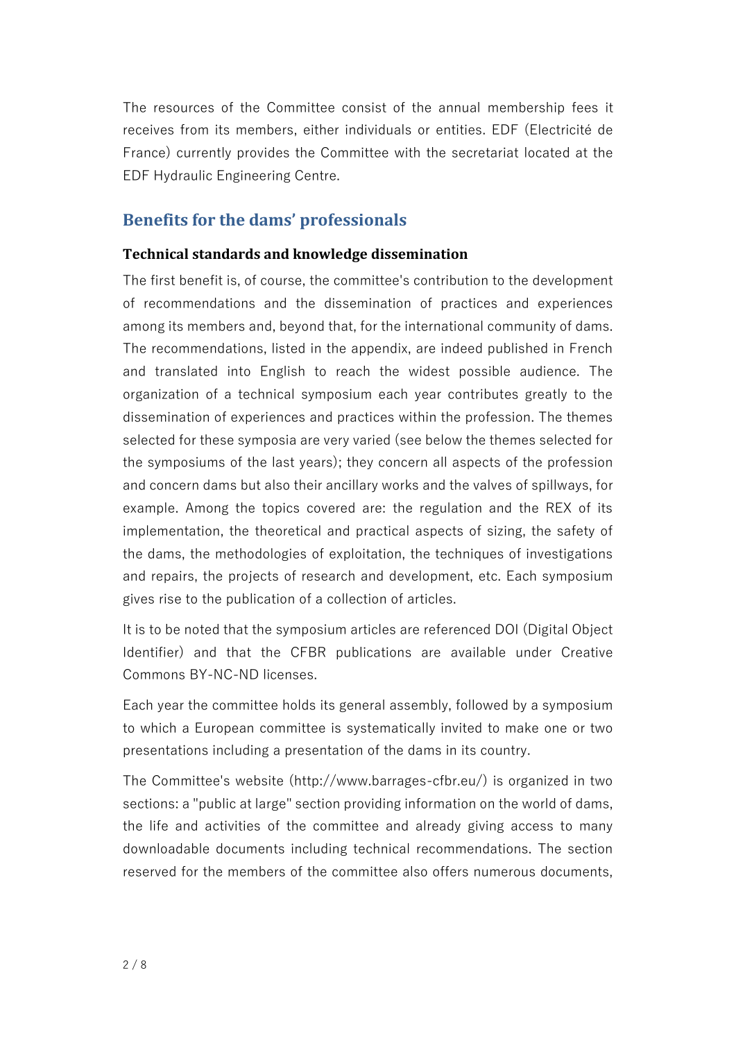The resources of the Committee consist of the annual membership fees it receives from its members, either individuals or entities. EDF (Electricité de France) currently provides the Committee with the secretariat located at the EDF Hydraulic Engineering Centre.

## Benefits for the dams' professionals

### Technical standards and knowledge dissemination

The first benefit is, of course, the committee's contribution to the development of recommendations and the dissemination of practices and experiences among its members and, beyond that, for the international community of dams. The recommendations, listed in the appendix, are indeed published in French and translated into English to reach the widest possible audience. The organization of a technical symposium each year contributes greatly to the dissemination of experiences and practices within the profession. The themes selected for these symposia are very varied (see below the themes selected for the symposiums of the last years); they concern all aspects of the profession and concern dams but also their ancillary works and the valves of spillways, for example. Among the topics covered are: the regulation and the REX of its implementation, the theoretical and practical aspects of sizing, the safety of the dams, the methodologies of exploitation, the techniques of investigations and repairs, the projects of research and development, etc. Each symposium gives rise to the publication of a collection of articles.

It is to be noted that the symposium articles are referenced DOI (Digital Object Identifier) and that the CFBR publications are available under Creative Commons BY-NC-ND licenses.

Each year the committee holds its general assembly, followed by a symposium to which a European committee is systematically invited to make one or two presentations including a presentation of the dams in its country.

The Committee's website (http://www.barrages-cfbr.eu/) is organized in two sections: a "public at large" section providing information on the world of dams, the life and activities of the committee and already giving access to many downloadable documents including technical recommendations. The section reserved for the members of the committee also offers numerous documents,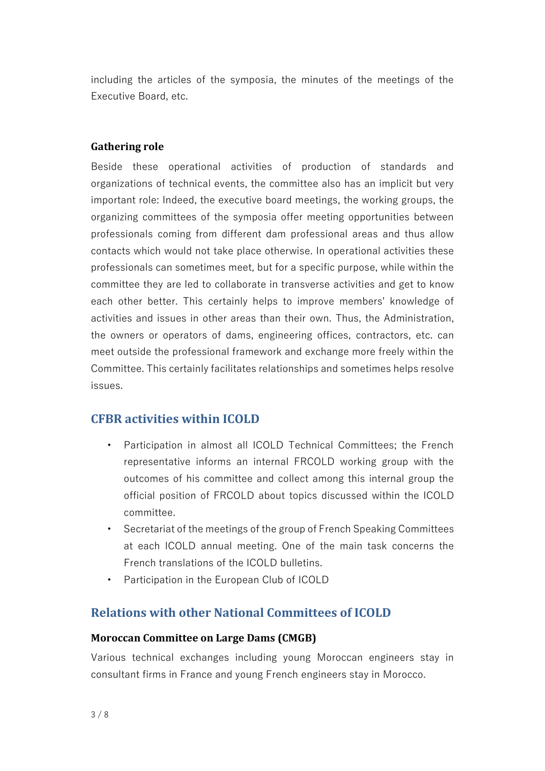including the articles of the symposia, the minutes of the meetings of the Executive Board, etc.

### Gathering role

Beside these operational activities of production of standards and organizations of technical events, the committee also has an implicit but very important role: Indeed, the executive board meetings, the working groups, the organizing committees of the symposia offer meeting opportunities between professionals coming from different dam professional areas and thus allow contacts which would not take place otherwise. In operational activities these professionals can sometimes meet, but for a specific purpose, while within the committee they are led to collaborate in transverse activities and get to know each other better. This certainly helps to improve members' knowledge of activities and issues in other areas than their own. Thus, the Administration, the owners or operators of dams, engineering offices, contractors, etc. can meet outside the professional framework and exchange more freely within the Committee. This certainly facilitates relationships and sometimes helps resolve issues.

## CFBR activities within ICOLD

- Participation in almost all ICOLD Technical Committees; the French representative informs an internal FRCOLD working group with the outcomes of his committee and collect among this internal group the official position of FRCOLD about topics discussed within the ICOLD committee.
- Secretariat of the meetings of the group of French Speaking Committees at each ICOLD annual meeting. One of the main task concerns the French translations of the ICOLD bulletins.
- Participation in the European Club of ICOLD

## Relations with other National Committees of ICOLD

### Moroccan Committee on Large Dams (CMGB)

Various technical exchanges including young Moroccan engineers stay in consultant firms in France and young French engineers stay in Morocco.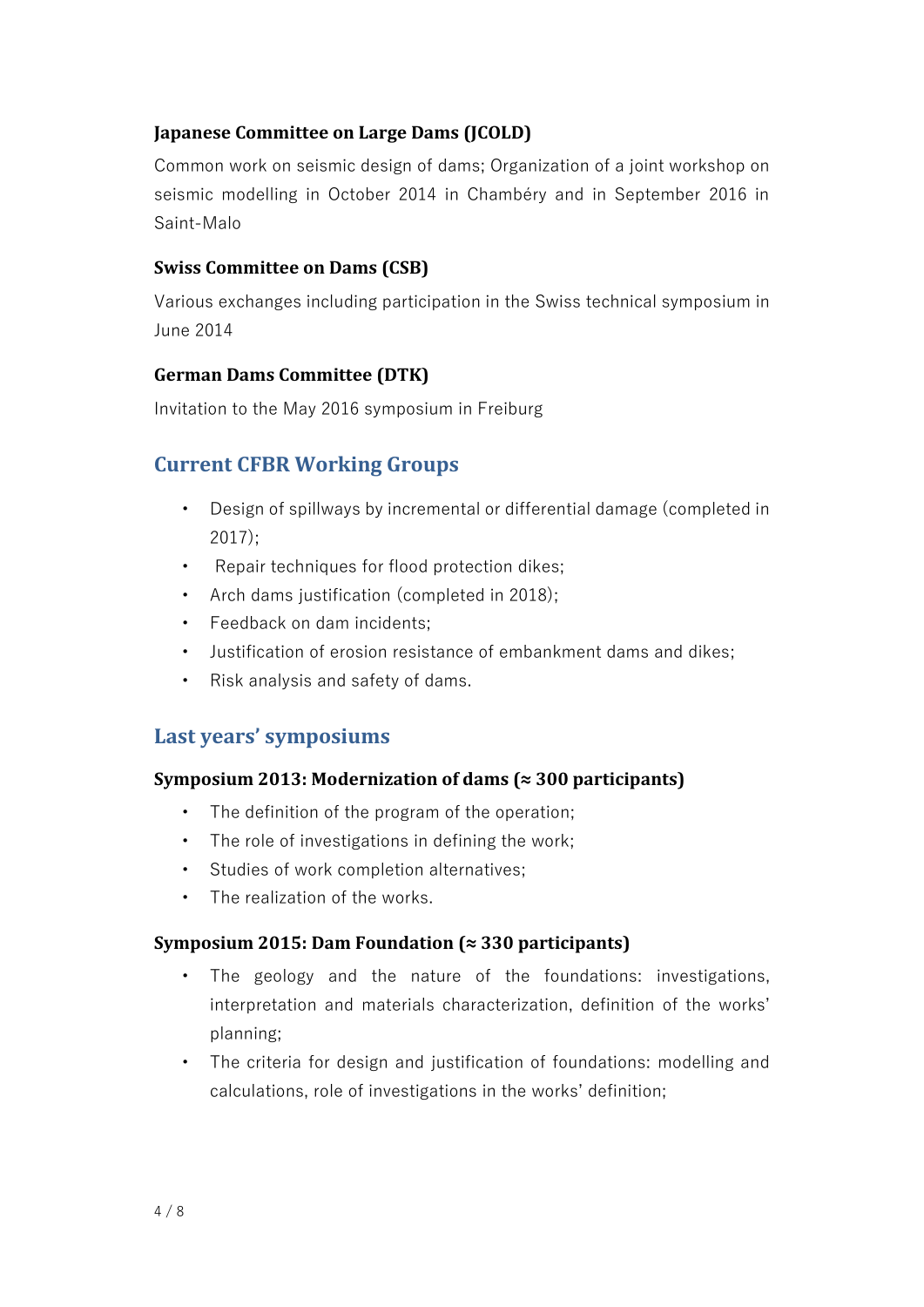**Japanese Committee on Large Dams (JCOLD)**

Common work on seismic design of dams; Organization of a joint workshop on seismic modelling in October 2014 in Chambéry and in September 2016 in Saint-Malo

**Swiss Committee on Dams (CSB)**

Various exchanges including participation in the Swiss technical symposium in June 2014

**German Dams Committee (DTK)**

Invitation to the May 2016 symposium in Freiburg

## Current CFBR Working Groups

- Design of spillways by incremental or differential damage (completed in 2017);
- Repair techniques for flood protection dikes;
- Arch dams justification (completed in 2018);
- Feedback on dam incidents;
- Justification of erosion resistance of embankment dams and dikes;
- Risk analysis and safety of dams.

## Last years' symposiums

**Symposium 2013: Modernization of dams (≈ 300 participants)**

- The definition of the program of the operation;
- The role of investigations in defining the work;
- Studies of work completion alternatives;
- The realization of the works.

**Symposium 2015: Dam Foundation (≈ 330 participants)**

- The geology and the nature of the foundations: investigations, interpretation and materials characterization, definition of the works' planning;
- The criteria for design and justification of foundations: modelling and calculations, role of investigations in the works' definition;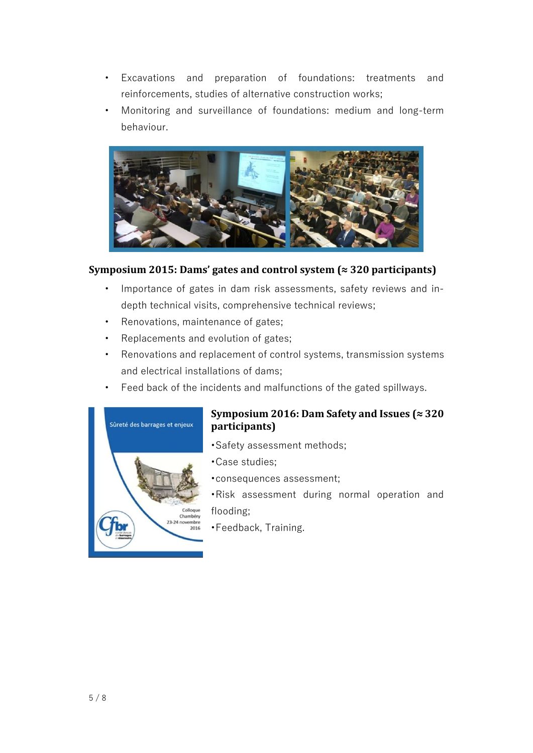- Excavations and preparation of foundations: treatments and reinforcements, studies of alternative construction works;
- Monitoring and surveillance of foundations: medium and long-term behaviour.

**Symposium 2015: Dams' gates and control system (≈ 320 participants)**

- Importance of gates in dam risk assessments, safety reviews and in-depth technical visits, comprehensive technical reviews;
- Renovations, maintenance of gates;
- Replacements and evolution of gates;
- Renovations and replacement of control systems, transmission systems and electrical installations of dams;
- Feed back of the incidents and malfunctions of the gated spillways.

**Symposium 2016: Dam Safety and Issues (≈ 320 participants)**

- Safety assessment methods;
- Case studies;
- consequences assessment;
- Risk assessment during normal operation and flooding;
- Feedback, Training.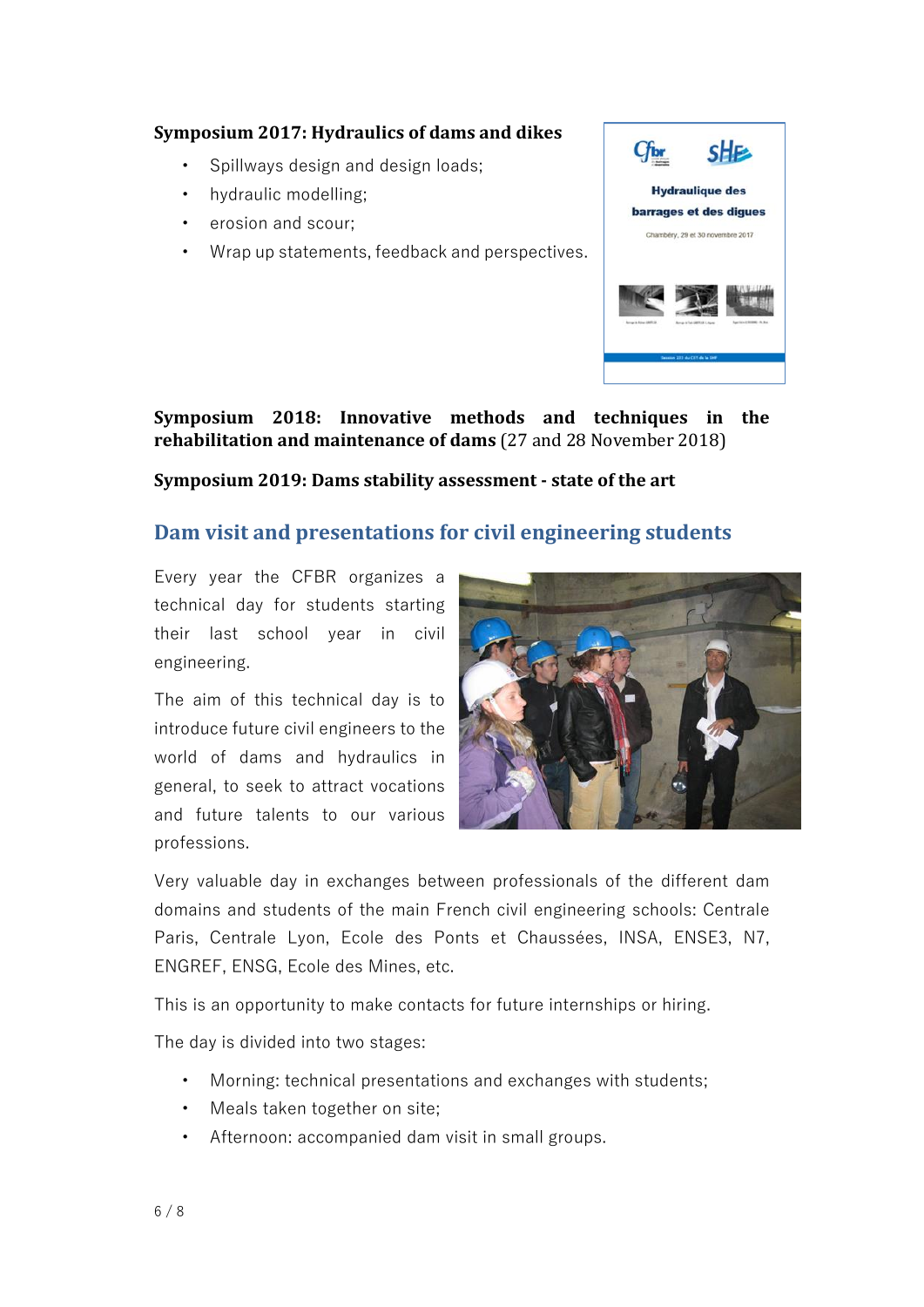**Symposium 2017: Hydraulics of dams and dikes**

- Spillways design and design loads;
- hydraulic modelling;
- erosion and scour;
- Wrap up statements, feedback and perspectives.

**Symposium 2018: Innovative methods and techniques in the rehabilitation and maintenance of dams** (27 and 28 November 2018)

**Symposium 2019: Dams stability assessment - state of the art**

## Dam visit and presentations for civil engineering students

Every year the CFBR organizes a technical day for students starting their last school year in civil engineering.

The aim of this technical day is to introduce future civil engineers to the world of dams and hydraulics in general, to seek to attract vocations and future talents to our various professions.

Very valuable day in exchanges between professionals of the different dam domains and students of the main French civil engineering schools: Centrale Paris, Centrale Lyon, Ecole des Ponts et Chaussées, INSA, ENSE3, N7, ENGREF, ENSG, Ecole des Mines, etc.

This is an opportunity to make contacts for future internships or hiring.

The day is divided into two stages:

- Morning: technical presentations and exchanges with students;
- Meals taken together on site;
- Afternoon: accompanied dam visit in small groups.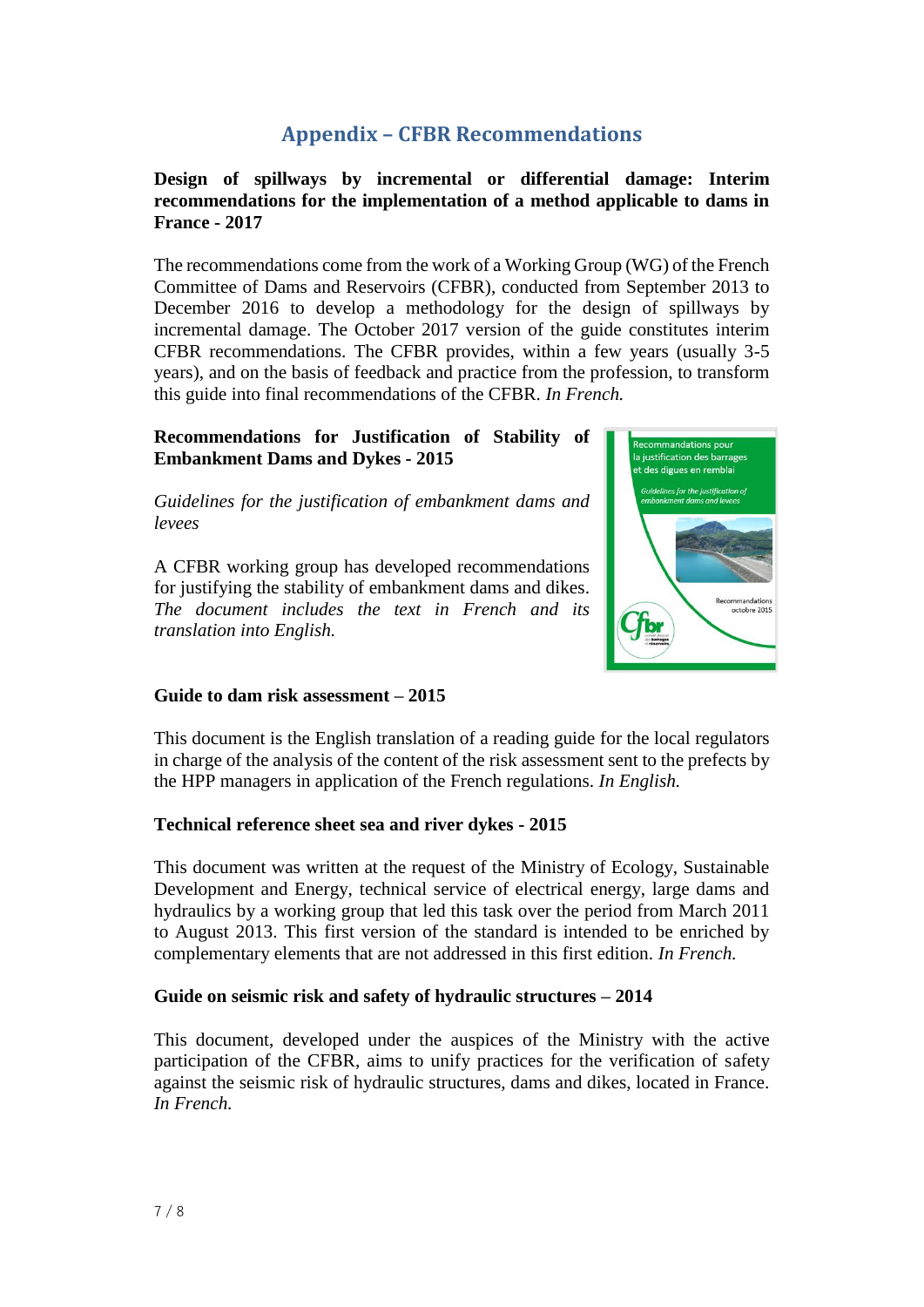## Appendix – CFBR Recommendations

**Design of spillways by incremental or differential damage: Interim recommendations for the implementation of a method applicable to dams in France - 2017**

The recommendations come from the work of a Working Group (WG) of the French Committee of Dams and Reservoirs (CFBR), conducted from September 2013 to December 2016 to develop a methodology for the design of spillways by incremental damage. The October 2017 version of the guide constitutes interim CFBR recommendations. The CFBR provides, within a few years (usually 3-5 years), and on the basis of feedback and practice from the profession, to transform this guide into final recommendations of the CFBR. *In French.*

**Recommendations for Justification of Stability of Embankment Dams and Dykes - 2015**

*Guidelines for the justification of embankment dams and levees*

A CFBR working group has developed recommendations for justifying the stability of embankment dams and dikes. *The document includes the text in French and its translation into English.*

**Guide to dam risk assessment – 2015**

This document is the English translation of a reading guide for the local regulators in charge of the analysis of the content of the risk assessment sent to the prefects by the HPP managers in application of the French regulations. *In English.*

**Technical reference sheet sea and river dykes - 2015**

This document was written at the request of the Ministry of Ecology, Sustainable Development and Energy, technical service of electrical energy, large dams and hydraulics by a working group that led this task over the period from March 2011 to August 2013. This first version of the standard is intended to be enriched by complementary elements that are not addressed in this first edition. *In French.*

**Guide on seismic risk and safety of hydraulic structures – 2014**

This document, developed under the auspices of the Ministry with the active participation of the CFBR, aims to unify practices for the verification of safety against the seismic risk of hydraulic structures, dams and dikes, located in France. *In French.*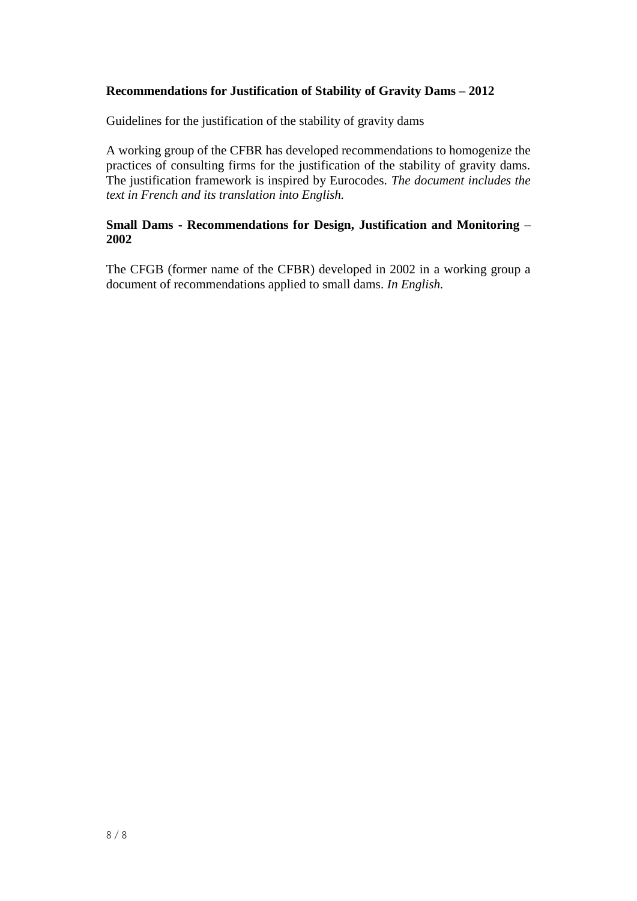**Recommendations for Justification of Stability of Gravity Dams – 2012**

Guidelines for the justification of the stability of gravity dams

A working group of the CFBR has developed recommendations to homogenize the practices of consulting firms for the justification of the stability of gravity dams. The justification framework is inspired by Eurocodes. *The document includes the text in French and its translation into English.*

**Small Dams - Recommendations for Design, Justification and Monitoring** – **2002**

The CFGB (former name of the CFBR) developed in 2002 in a working group a document of recommendations applied to small dams. *In English.*